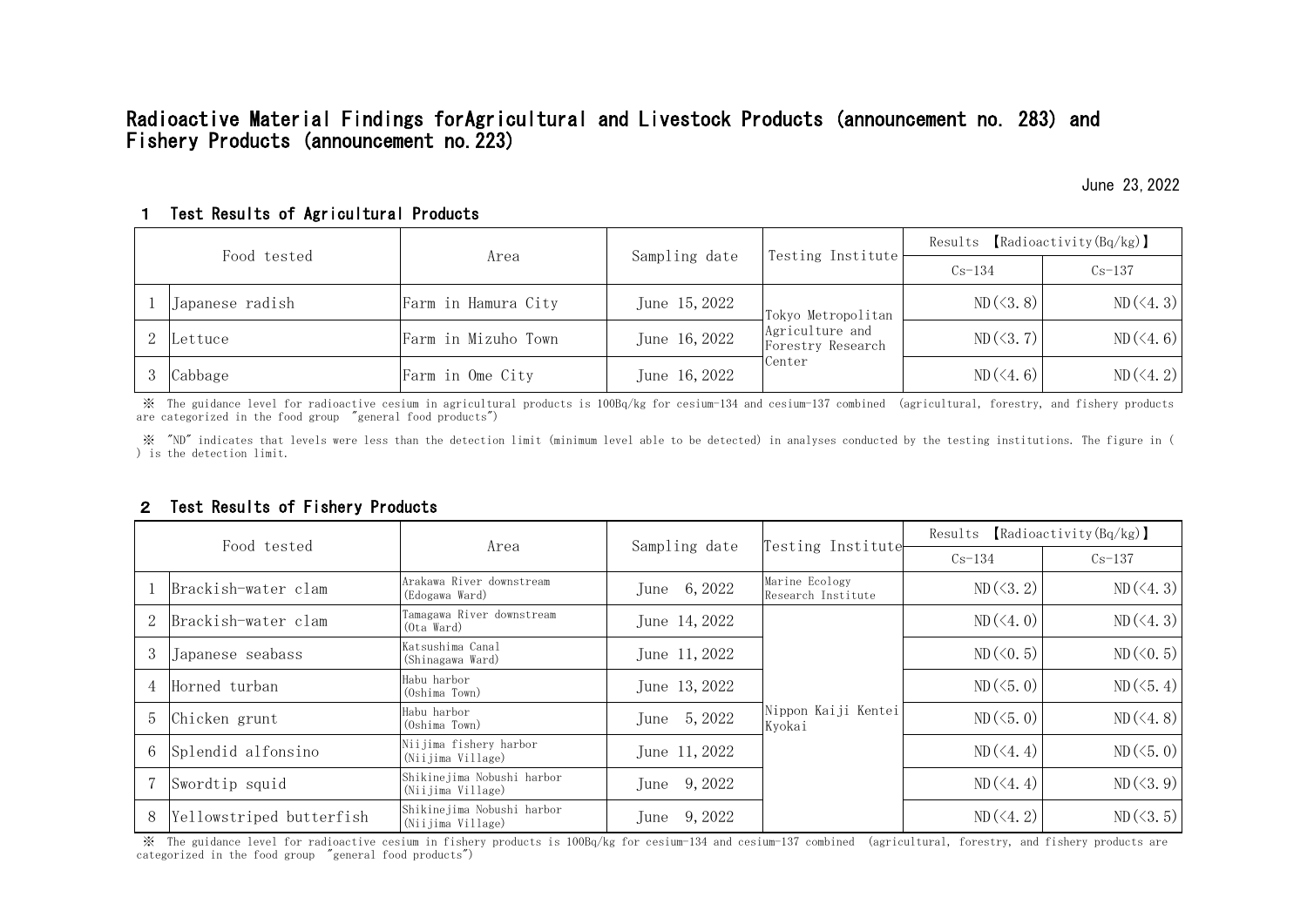# Radioactive Material Findings forAgricultural and Livestock Products (announcement no. 283) and Fishery Products (announcement no.223)

June 23,2022

## 1 Test Results of Agricultural Products

| | Food tested | Area | Sampling date | Testing Institute | Results 【Radioactivity(Bq/kg)】 | |
|---|---|---|---|---|---|---|
| | | | | | Cs-134 | Cs-137 |
| 1 | Japanese radish | Farm in Hamura City | June 15,2022 | Tokyo Metropolitan Agriculture and Forestry Research Center | ND(<3.8) | ND(<4.3) |
| 2 | Lettuce | Farm in Mizuho Town | June 16,2022 | | ND(<3.7) | ND(<4.6) |
| 3 | Cabbage | Farm in Ome City | June 16,2022 | | ND(<4.6) | ND(<4.2) |

※ The guidance level for radioactive cesium in agricultural products is 100Bq/kg for cesium-134 and cesium-137 combined (agricultural, forestry, and fishery products are categorized in the food group "general food products")

※ "ND" indicates that levels were less than the detection limit (minimum level able to be detected) in analyses conducted by the testing institutions. The figure in ( ) is the detection limit.

## 2 Test Results of Fishery Products

| | Food tested | Area | Sampling date | Testing Institute | Results 【Radioactivity(Bq/kg)】 | |
|---|---|---|---|---|---|---|
| | | | | | Cs-134 | Cs-137 |
| 1 | Brackish-water clam | Arakawa River downstream (Edogawa Ward) | June 6,2022 | Marine Ecology Research Institute | ND(<3.2) | ND(<4.3) |
| 2 | Brackish-water clam | Tamagawa River downstream (Ota Ward) | June 14,2022 | Nippon Kaiji Kentei Kyokai | ND(<4.0) | ND(<4.3) |
| 3 | Japanese seabass | Katsushima Canal (Shinagawa Ward) | June 11,2022 | | ND(<0.5) | ND(<0.5) |
| 4 | Horned turban | Habu harbor (Oshima Town) | June 13,2022 | | ND(<5.0) | ND(<5.4) |
| 5 | Chicken grunt | Habu harbor (Oshima Town) | June 5,2022 | | ND(<5.0) | ND(<4.8) |
| 6 | Splendid alfonsino | Niijima fishery harbor (Niijima Village) | June 11,2022 | | ND(<4.4) | ND(<5.0) |
| 7 | Swordtip squid | Shikinejima Nobushi harbor (Niijima Village) | June 9,2022 | | ND(<4.4) | ND(<3.9) |
| 8 | Yellowstriped butterfish | Shikinejima Nobushi harbor (Niijima Village) | June 9,2022 | | ND(<4.2) | ND(<3.5) |

※ The guidance level for radioactive cesium in fishery products is 100Bq/kg for cesium-134 and cesium-137 combined (agricultural, forestry, and fishery products are categorized in the food group "general food products")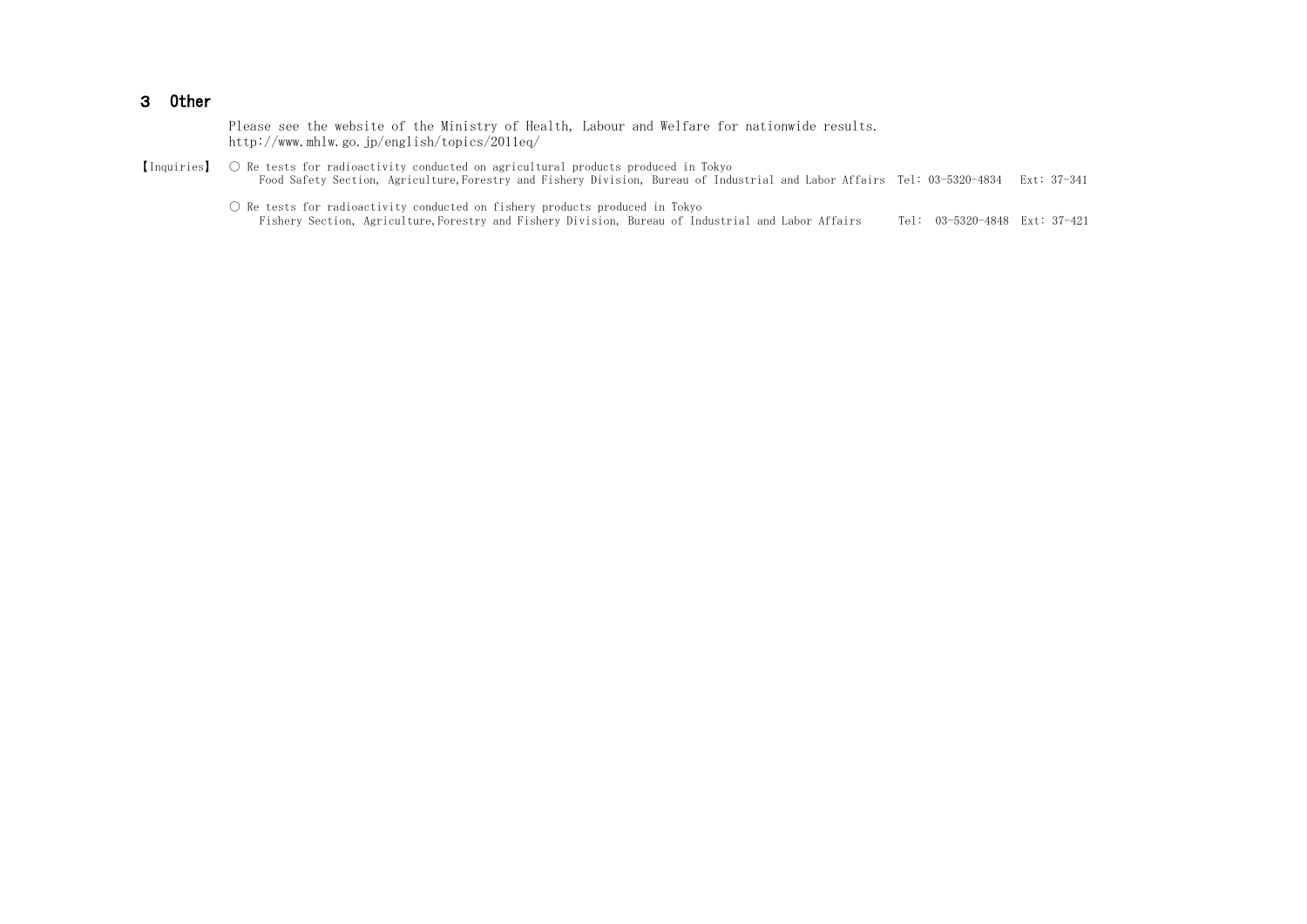## 3　Other

Please see the website of the Ministry of Health, Labour and Welfare for nationwide results.
http://www.mhlw.go.jp/english/topics/2011eq/

【Inquiries】

○ Re tests for radioactivity conducted on agricultural products produced in Tokyo
Food Safety Section, Agriculture,Forestry and Fishery Division, Bureau of Industrial and Labor Affairs　Tel: 03-5320-4834　Ext: 37-341

○ Re tests for radioactivity conducted on fishery products produced in Tokyo
Fishery Section, Agriculture,Forestry and Fishery Division, Bureau of Industrial and Labor Affairs　Tel: 03-5320-4848　Ext: 37-421